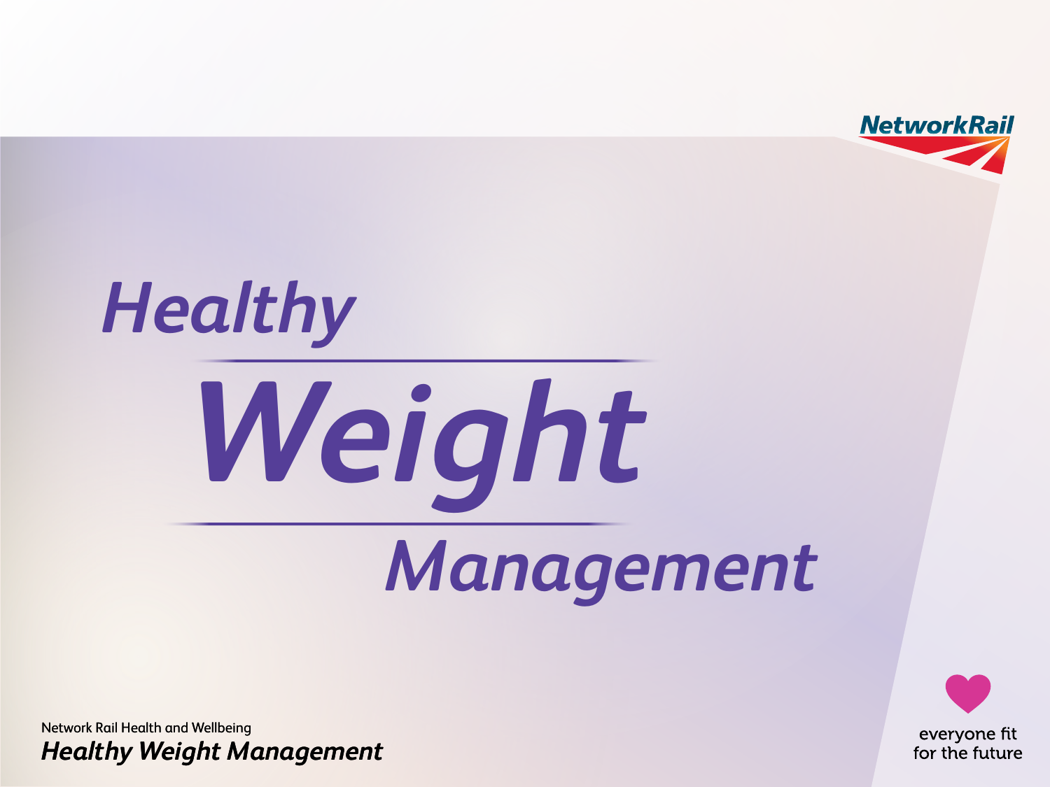# Healthy Weight Management

Network Rail Health and Wellbeing

*Healthy Weight Management*

everyone fit for the future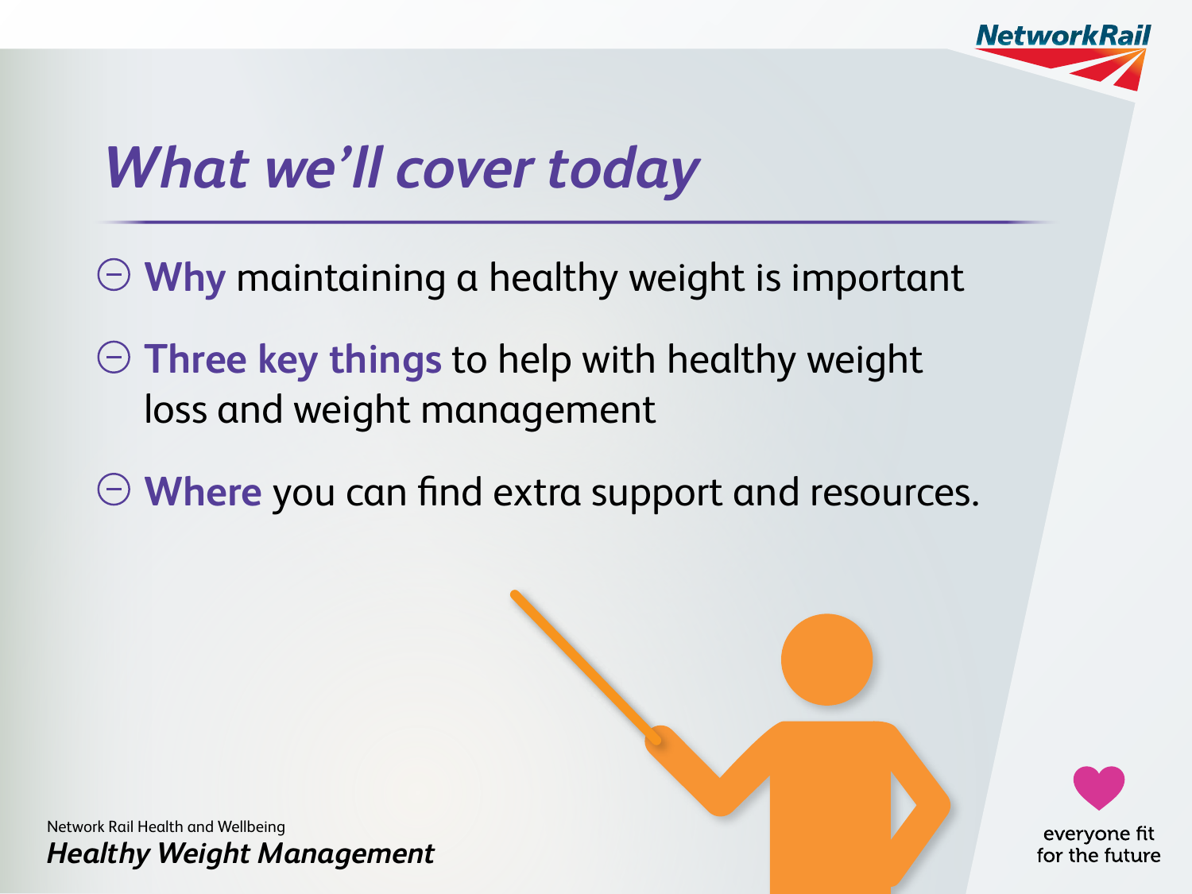# *What we'll cover today*

- **Why** maintaining a healthy weight is important
- **Three key things** to help with healthy weight loss and weight management
- **Where** you can find extra support and resources.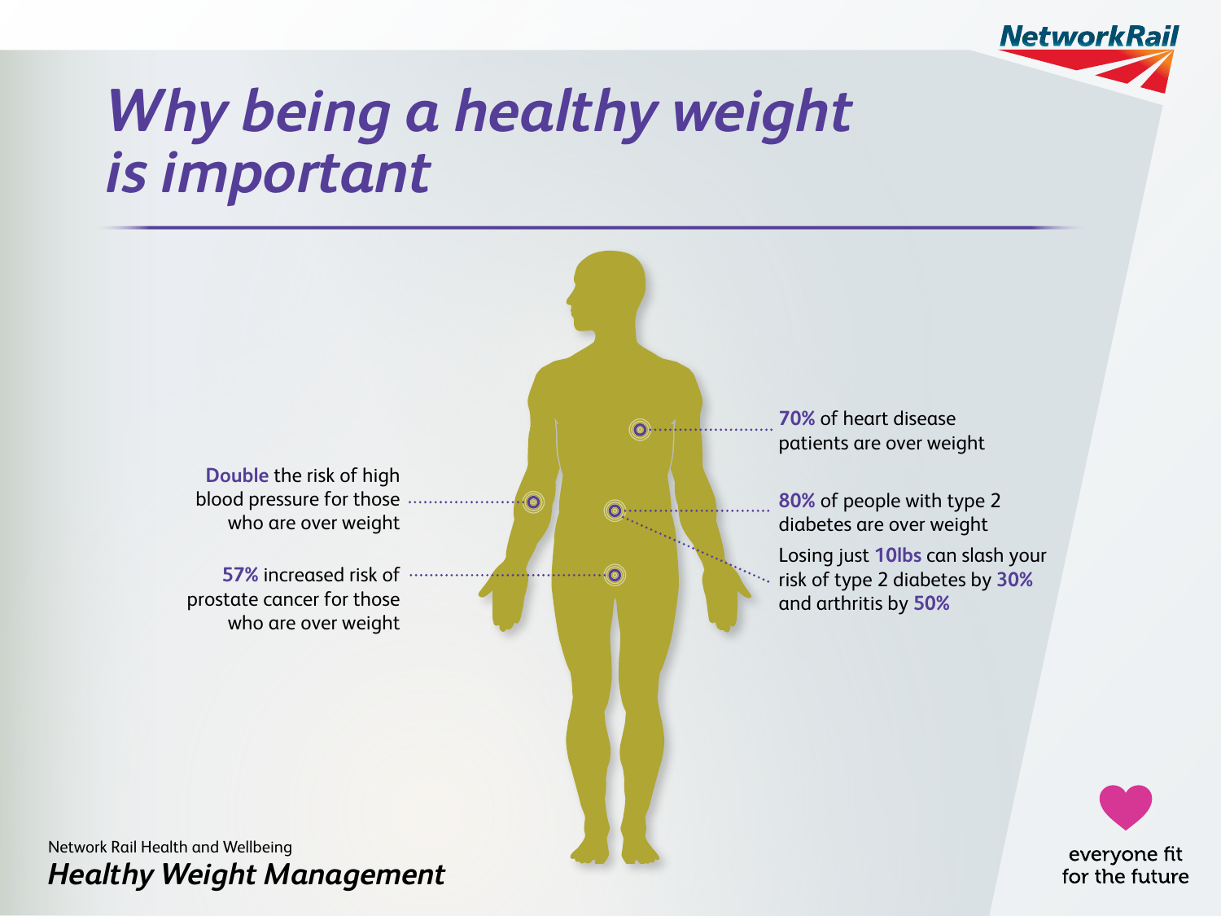# Why being a healthy weight is important

**Double** the risk of high blood pressure for those who are over weight

**57%** increased risk of prostate cancer for those who are over weight

**70%** of heart disease patients are over weight

**80%** of people with type 2 diabetes are over weight

Losing just **10lbs** can slash your risk of type 2 diabetes by **30%** and arthritis by **50%**

Network Rail Health and Wellbeing

*Healthy Weight Management*

everyone fit for the future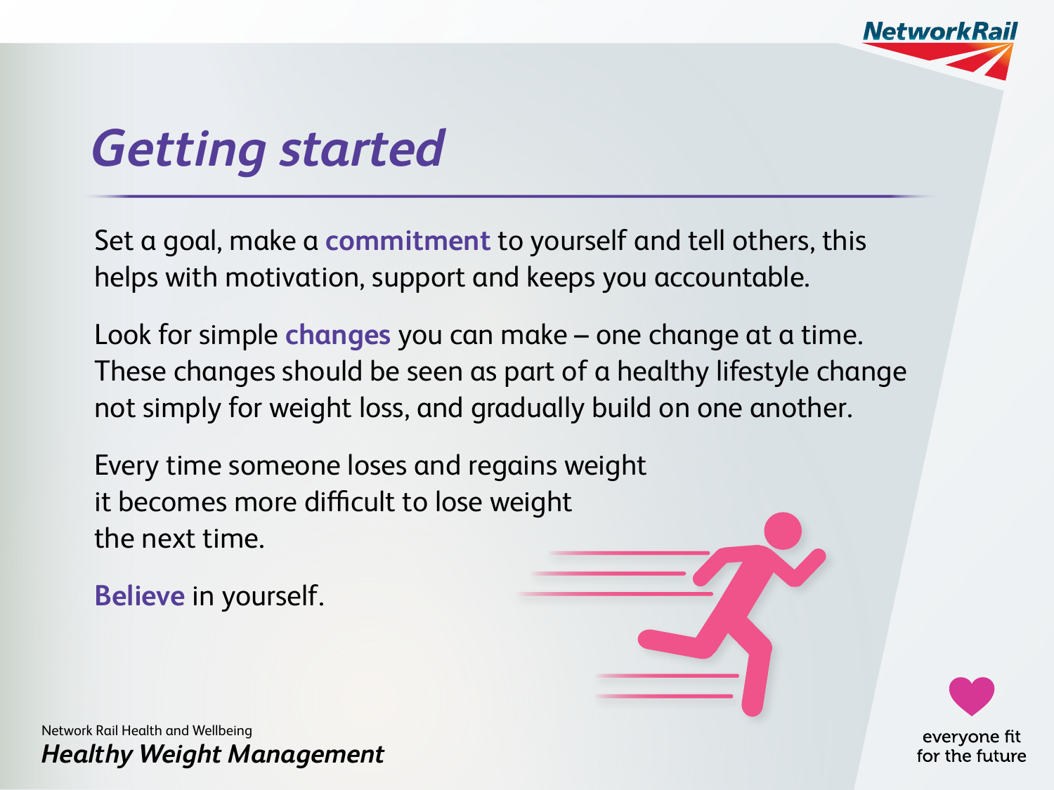# Getting started

Set a goal, make a **commitment** to yourself and tell others, this helps with motivation, support and keeps you accountable.

Look for simple **changes** you can make – one change at a time. These changes should be seen as part of a healthy lifestyle change not simply for weight loss, and gradually build on one another.

Every time someone loses and regains weight it becomes more difficult to lose weight the next time.

**Believe** in yourself.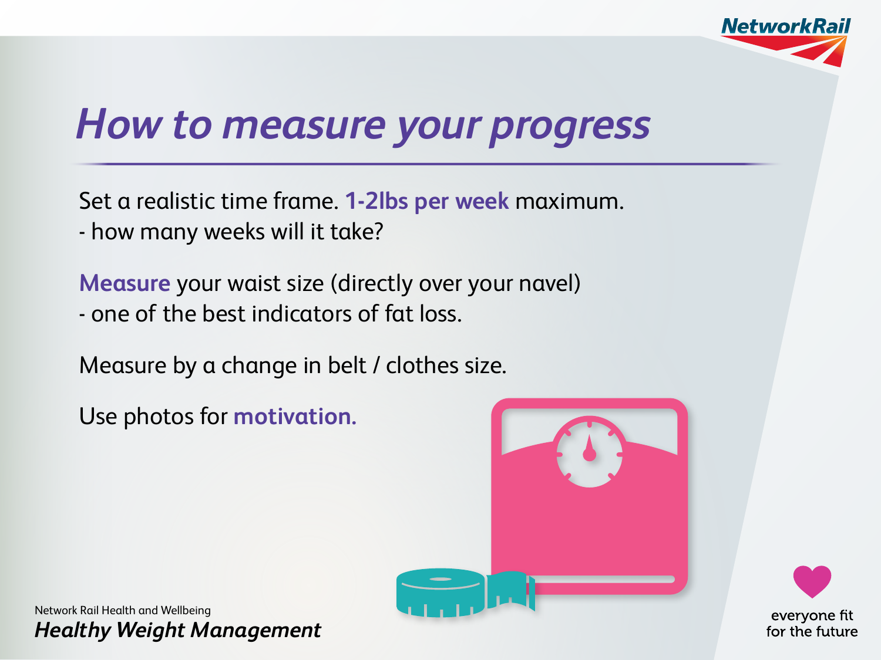# How to measure your progress

Set a realistic time frame. **1-2lbs per week** maximum.
- how many weeks will it take?

**Measure** your waist size (directly over your navel)
- one of the best indicators of fat loss.

Measure by a change in belt / clothes size.

Use photos for **motivation.**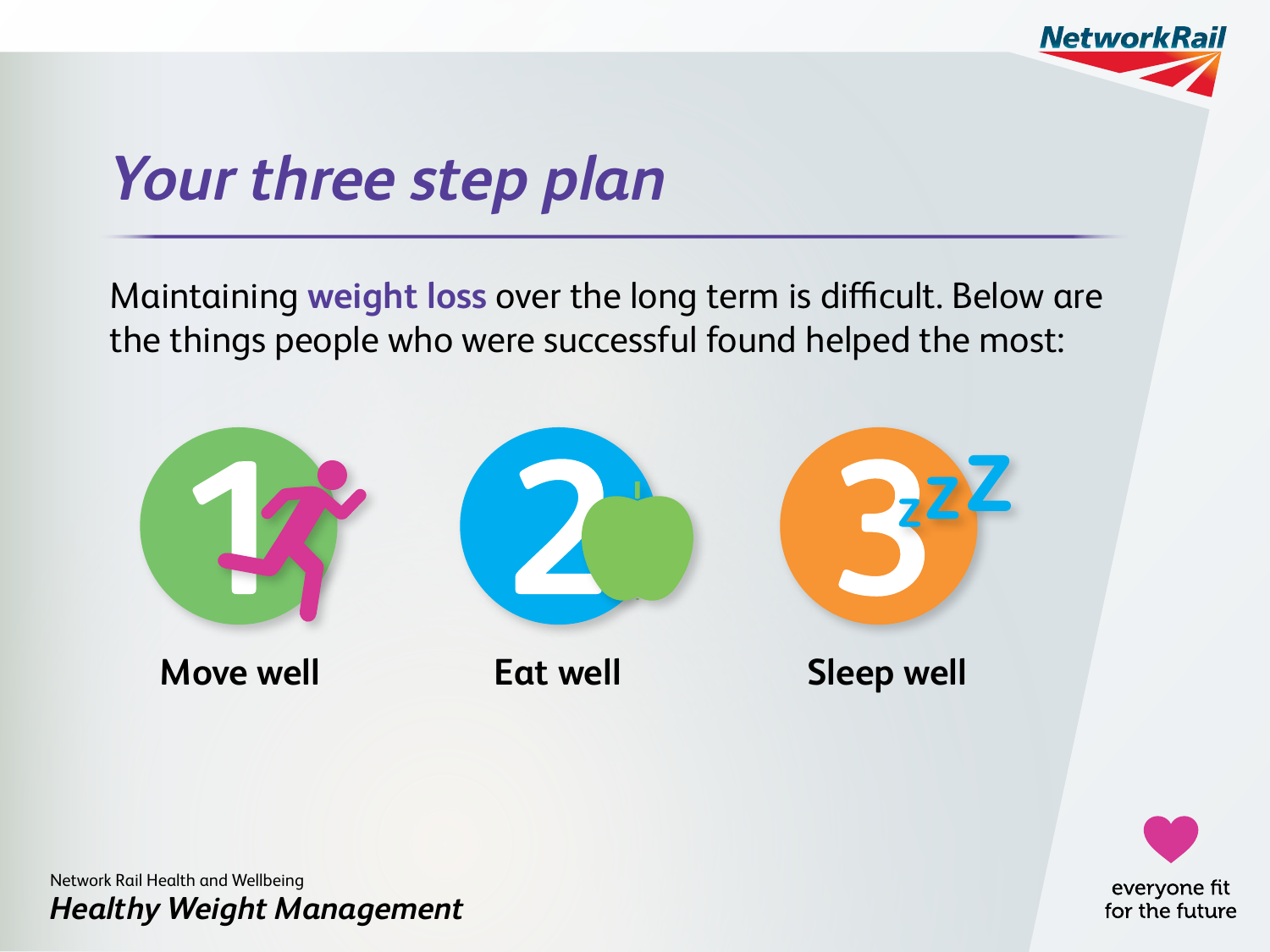# *Your three step plan*

Maintaining **weight loss** over the long term is difficult. Below are the things people who were successful found helped the most:

1. **Move well**
2. **Eat well**
3. **Sleep well**

Network Rail Health and Wellbeing
***Healthy Weight Management***

everyone fit for the future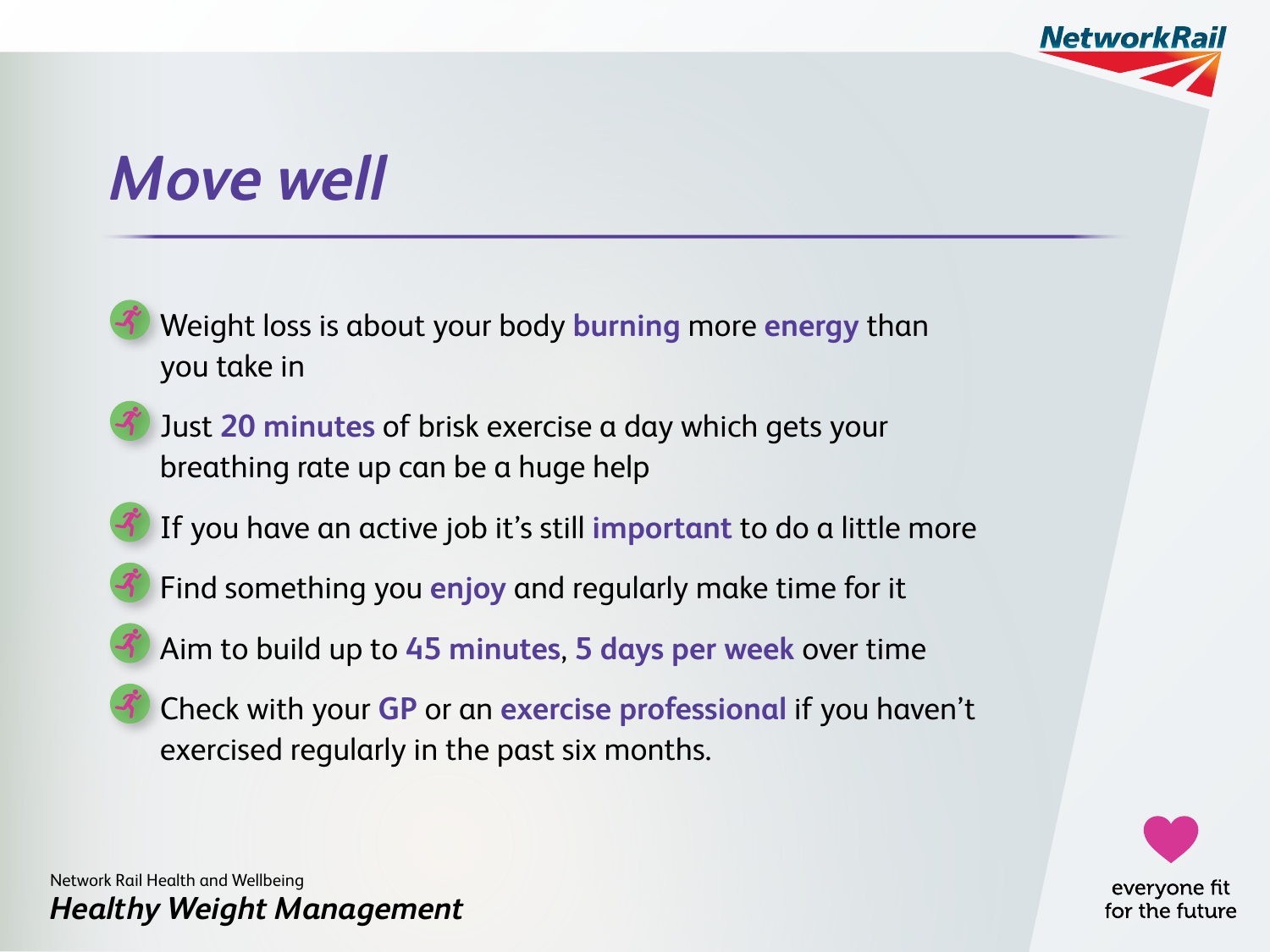# *Move well*

- Weight loss is about your body **burning** more **energy** than you take in
- Just **20 minutes** of brisk exercise a day which gets your breathing rate up can be a huge help
- If you have an active job it's still **important** to do a little more
- Find something you **enjoy** and regularly make time for it
- Aim to build up to **45 minutes**, **5 days per week** over time
- Check with your **GP** or an **exercise professional** if you haven't exercised regularly in the past six months.

everyone fit for the future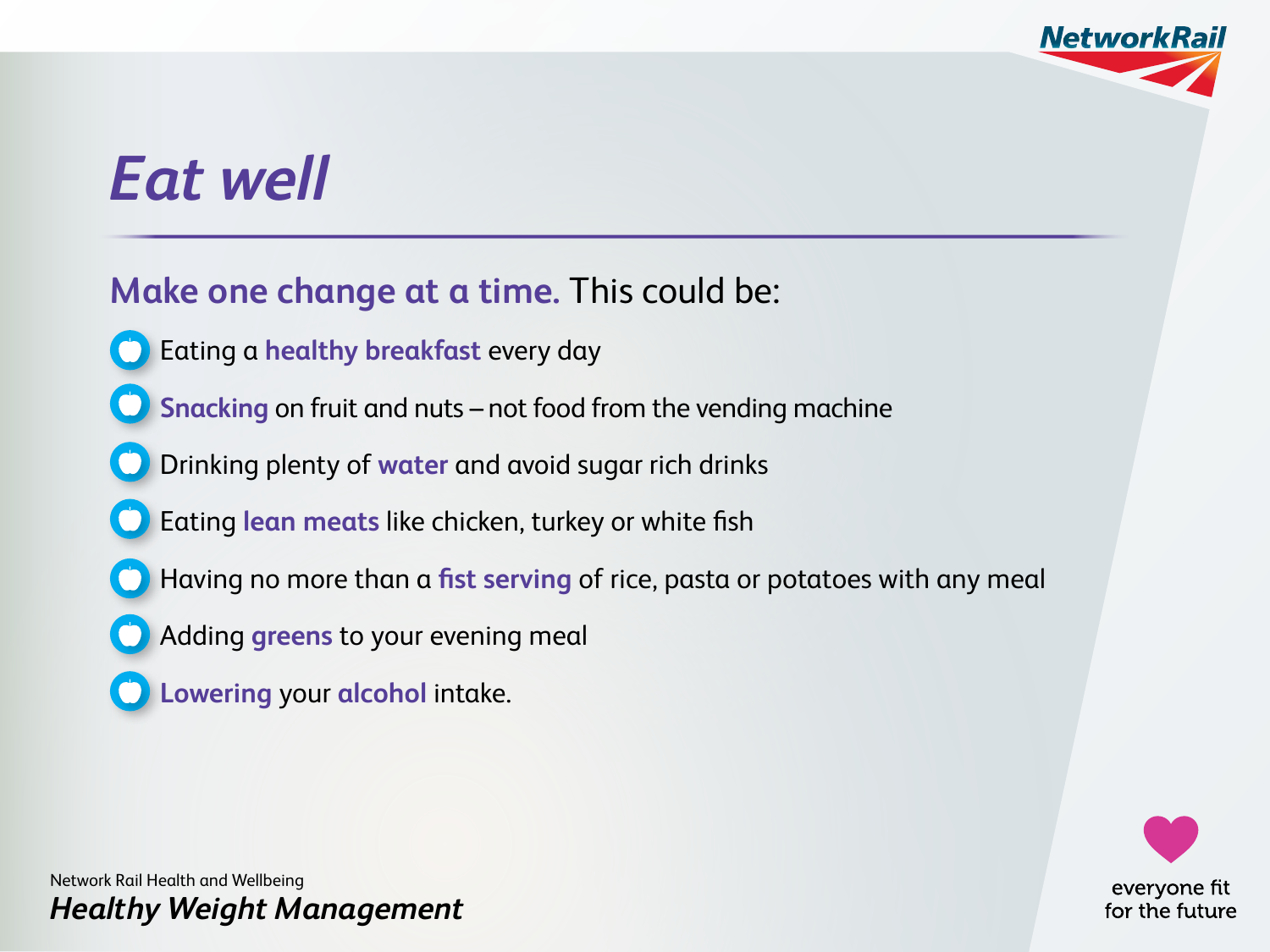# *Eat well*

**Make one change at a time.** This could be:

- Eating a **healthy breakfast** every day
- **Snacking** on fruit and nuts – not food from the vending machine
- Drinking plenty of **water** and avoid sugar rich drinks
- Eating **lean meats** like chicken, turkey or white fish
- Having no more than a **fist serving** of rice, pasta or potatoes with any meal
- Adding **greens** to your evening meal
- **Lowering** your **alcohol** intake.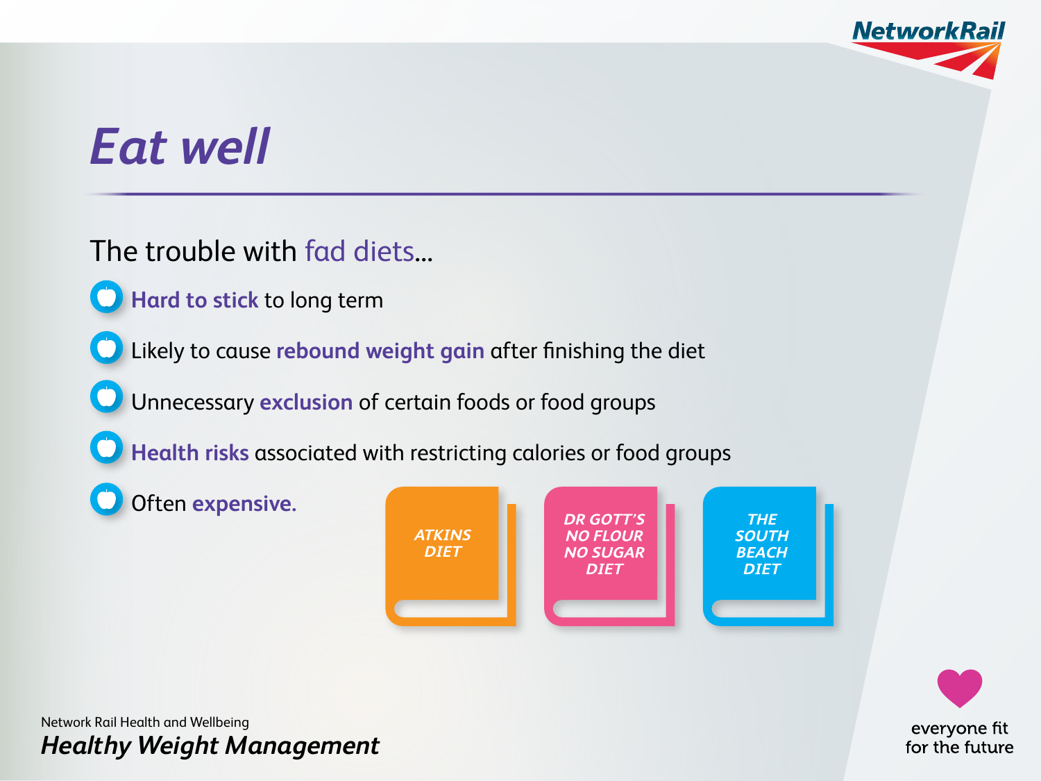# Eat well

The trouble with fad diets...

- **Hard to stick** to long term
- Likely to cause **rebound weight gain** after finishing the diet
- Unnecessary **exclusion** of certain foods or food groups
- **Health risks** associated with restricting calories or food groups
- Often **expensive.**

*ATKINS DIET*

*DR GOTT'S NO FLOUR NO SUGAR DIET*

*THE SOUTH BEACH DIET*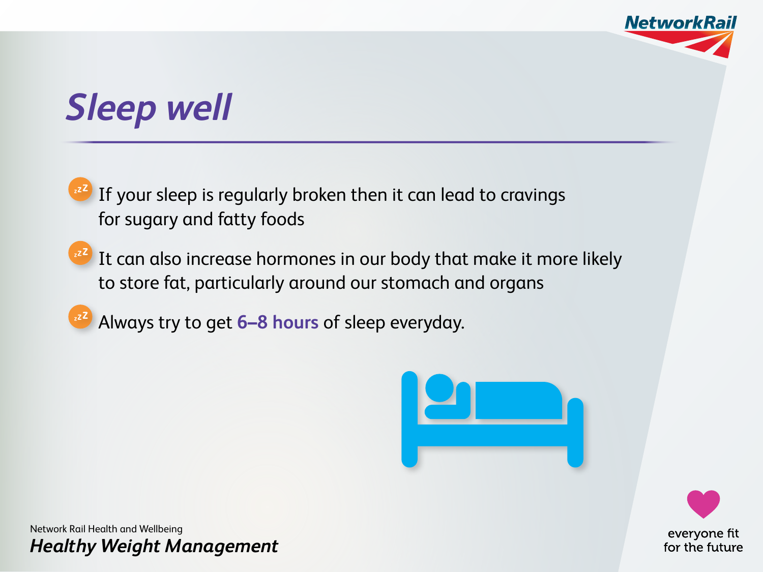# Sleep well

- If your sleep is regularly broken then it can lead to cravings for sugary and fatty foods
- It can also increase hormones in our body that make it more likely to store fat, particularly around our stomach and organs
- Always try to get **6–8 hours** of sleep everyday.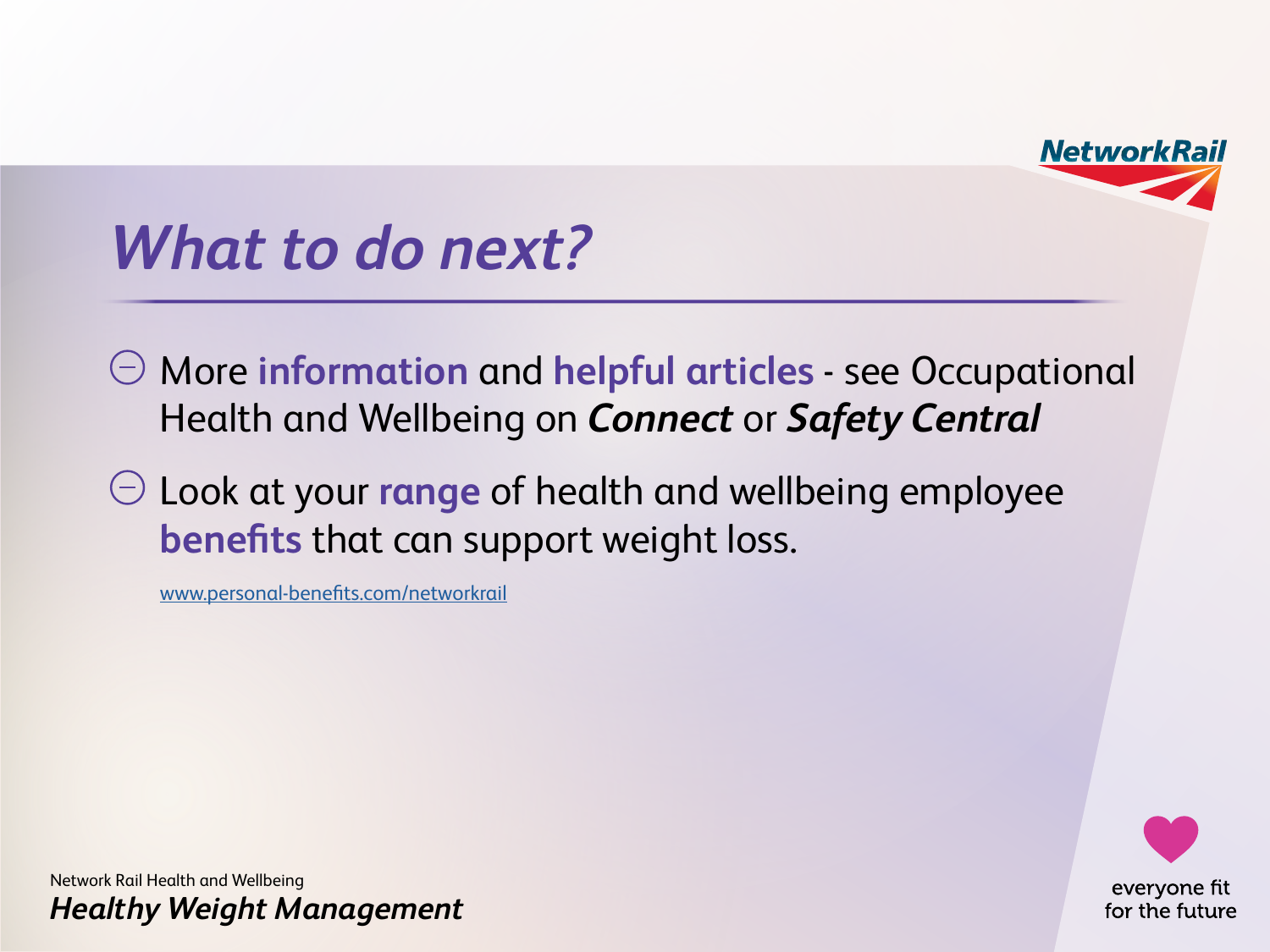# What to do next?

- More **information** and **helpful articles** - see Occupational Health and Wellbeing on ***Connect*** or ***Safety Central***
- Look at your **range** of health and wellbeing employee **benefits** that can support weight loss.

  www.personal-benefits.com/networkrail

Network Rail Health and Wellbeing
***Healthy Weight Management***

everyone fit for the future